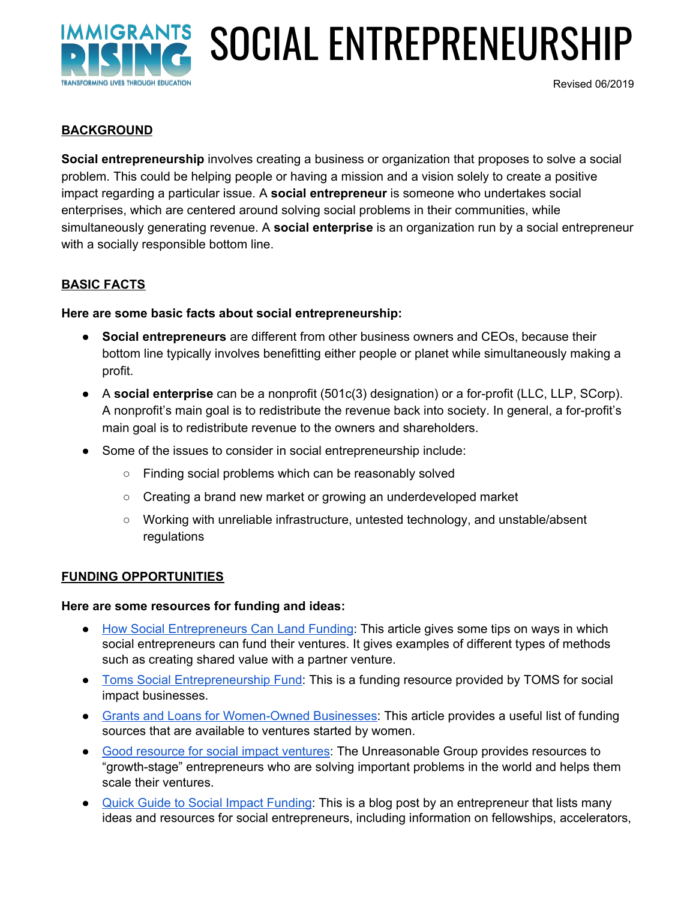# SOCIAL ENTREPRENEURSHIP

Revised 06/2019

## BACKGROUND

**Social entrepreneurship** involves creating a business or organization that proposes to solve a social problem. This could be helping people or having a mission and a vision solely to create a positive impact regarding a particular issue. A **social entrepreneur** is someone who undertakes social enterprises, which are centered around solving social problems in their communities, while simultaneously generating revenue. A **social enterprise** is an organization run by a social entrepreneur with a socially responsible bottom line.

## BASIC FACTS

**Here are some basic facts about social entrepreneurship:**

- **Social entrepreneurs** are different from other business owners and CEOs, because their bottom line typically involves benefitting either people or planet while simultaneously making a profit.
- A **social enterprise** can be a nonprofit (501c(3) designation) or a for-profit (LLC, LLP, SCorp). A nonprofit's main goal is to redistribute the revenue back into society. In general, a for-profit's main goal is to redistribute revenue to the owners and shareholders.
- Some of the issues to consider in social entrepreneurship include:
  - Finding social problems which can be reasonably solved
  - Creating a brand new market or growing an underdeveloped market
  - Working with unreliable infrastructure, untested technology, and unstable/absent regulations

## FUNDING OPPORTUNITIES

**Here are some resources for funding and ideas:**

- How Social Entrepreneurs Can Land Funding: This article gives some tips on ways in which social entrepreneurs can fund their ventures. It gives examples of different types of methods such as creating shared value with a partner venture.
- Toms Social Entrepreneurship Fund: This is a funding resource provided by TOMS for social impact businesses.
- Grants and Loans for Women-Owned Businesses: This article provides a useful list of funding sources that are available to ventures started by women.
- Good resource for social impact ventures: The Unreasonable Group provides resources to "growth-stage" entrepreneurs who are solving important problems in the world and helps them scale their ventures.
- Quick Guide to Social Impact Funding: This is a blog post by an entrepreneur that lists many ideas and resources for social entrepreneurs, including information on fellowships, accelerators,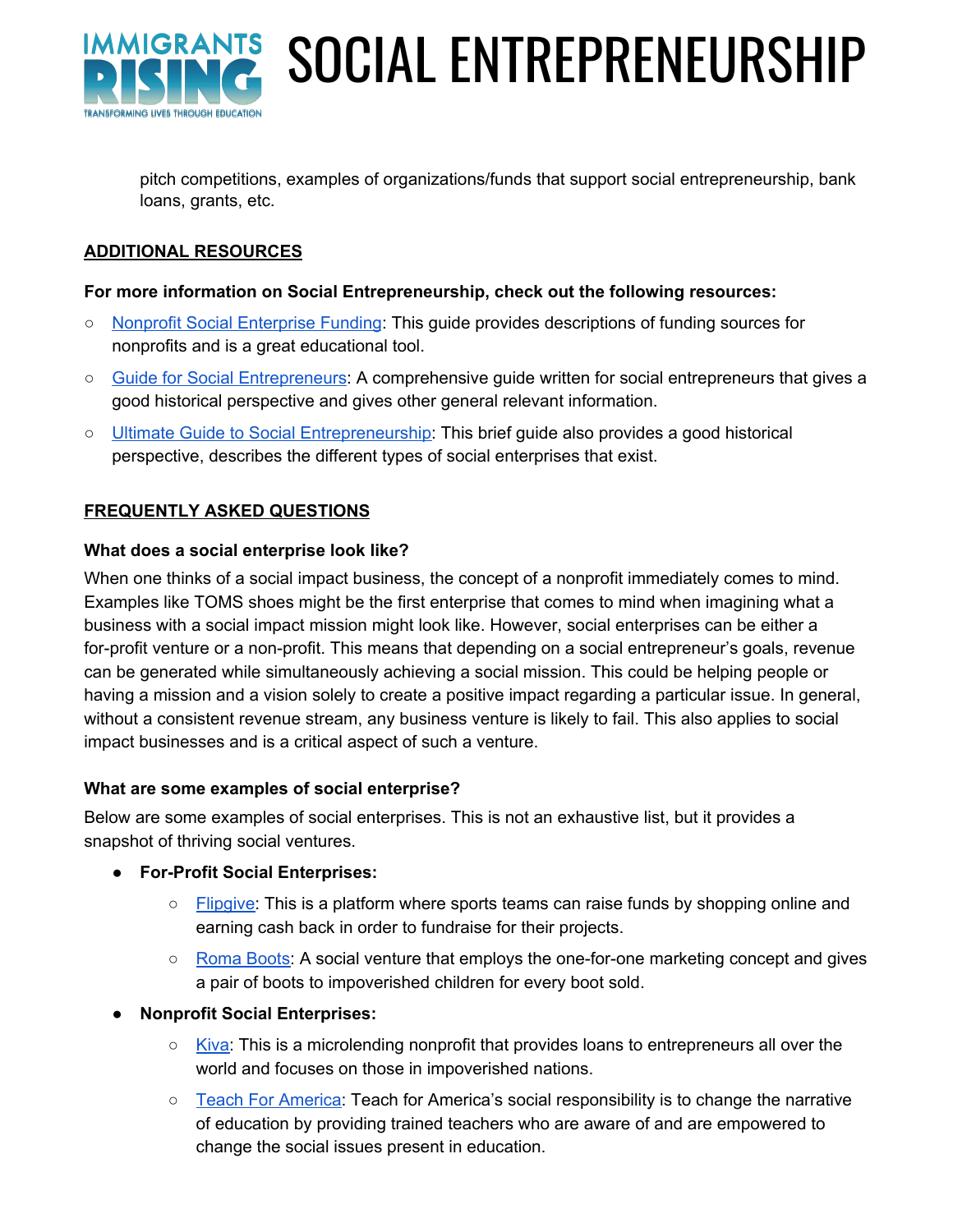pitch competitions, examples of organizations/funds that support social entrepreneurship, bank loans, grants, etc.

## ADDITIONAL RESOURCES

**For more information on Social Entrepreneurship, check out the following resources:**

- Nonprofit Social Enterprise Funding: This guide provides descriptions of funding sources for nonprofits and is a great educational tool.
- Guide for Social Entrepreneurs: A comprehensive guide written for social entrepreneurs that gives a good historical perspective and gives other general relevant information.
- Ultimate Guide to Social Entrepreneurship: This brief guide also provides a good historical perspective, describes the different types of social enterprises that exist.

## FREQUENTLY ASKED QUESTIONS

**What does a social enterprise look like?**

When one thinks of a social impact business, the concept of a nonprofit immediately comes to mind. Examples like TOMS shoes might be the first enterprise that comes to mind when imagining what a business with a social impact mission might look like. However, social enterprises can be either a for-profit venture or a non-profit. This means that depending on a social entrepreneur's goals, revenue can be generated while simultaneously achieving a social mission. This could be helping people or having a mission and a vision solely to create a positive impact regarding a particular issue. In general, without a consistent revenue stream, any business venture is likely to fail. This also applies to social impact businesses and is a critical aspect of such a venture.

**What are some examples of social enterprise?**

Below are some examples of social enterprises. This is not an exhaustive list, but it provides a snapshot of thriving social ventures.

- **For-Profit Social Enterprises:**
  - Flipgive: This is a platform where sports teams can raise funds by shopping online and earning cash back in order to fundraise for their projects.
  - Roma Boots: A social venture that employs the one-for-one marketing concept and gives a pair of boots to impoverished children for every boot sold.
- **Nonprofit Social Enterprises:**
  - Kiva: This is a microlending nonprofit that provides loans to entrepreneurs all over the world and focuses on those in impoverished nations.
  - Teach For America: Teach for America's social responsibility is to change the narrative of education by providing trained teachers who are aware of and are empowered to change the social issues present in education.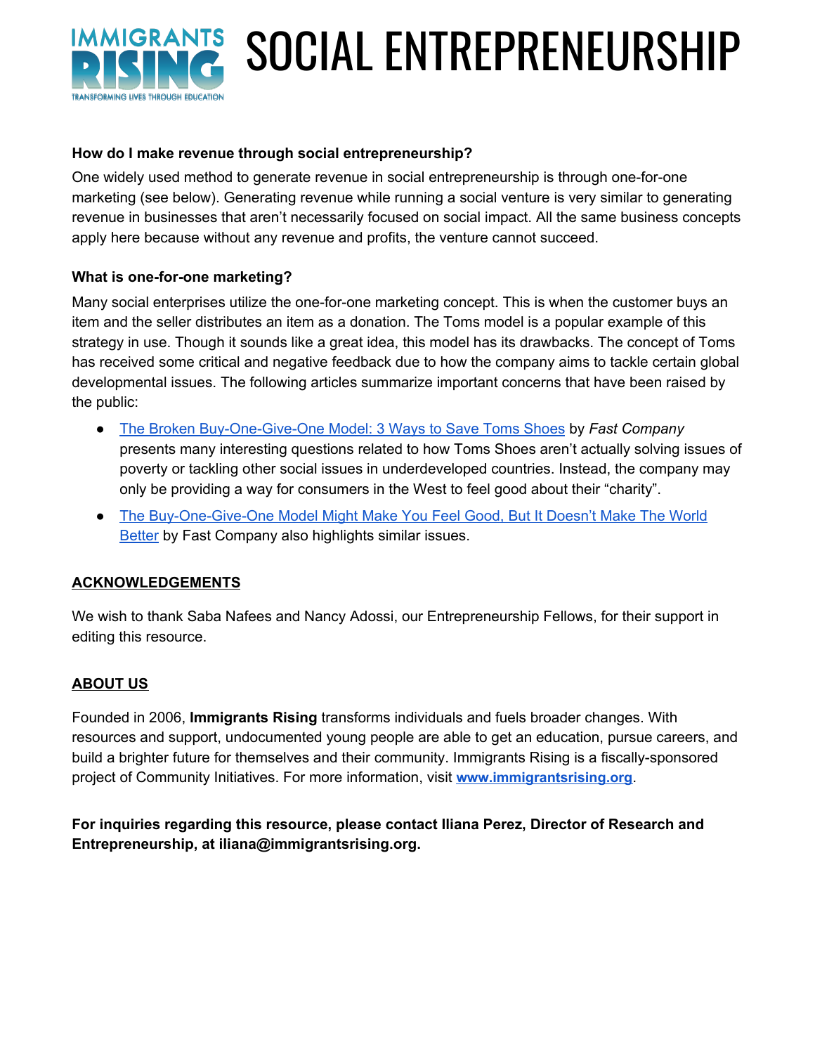# SOCIAL ENTREPRENEURSHIP

**How do I make revenue through social entrepreneurship?**

One widely used method to generate revenue in social entrepreneurship is through one-for-one marketing (see below). Generating revenue while running a social venture is very similar to generating revenue in businesses that aren't necessarily focused on social impact. All the same business concepts apply here because without any revenue and profits, the venture cannot succeed.

**What is one-for-one marketing?**

Many social enterprises utilize the one-for-one marketing concept. This is when the customer buys an item and the seller distributes an item as a donation. The Toms model is a popular example of this strategy in use. Though it sounds like a great idea, this model has its drawbacks. The concept of Toms has received some critical and negative feedback due to how the company aims to tackle certain global developmental issues. The following articles summarize important concerns that have been raised by the public:

- The Broken Buy-One-Give-One Model: 3 Ways to Save Toms Shoes by *Fast Company* presents many interesting questions related to how Toms Shoes aren't actually solving issues of poverty or tackling other social issues in underdeveloped countries. Instead, the company may only be providing a way for consumers in the West to feel good about their "charity".
- The Buy-One-Give-One Model Might Make You Feel Good, But It Doesn't Make The World Better by Fast Company also highlights similar issues.

## ACKNOWLEDGEMENTS

We wish to thank Saba Nafees and Nancy Adossi, our Entrepreneurship Fellows, for their support in editing this resource.

## ABOUT US

Founded in 2006, **Immigrants Rising** transforms individuals and fuels broader changes. With resources and support, undocumented young people are able to get an education, pursue careers, and build a brighter future for themselves and their community. Immigrants Rising is a fiscally-sponsored project of Community Initiatives. For more information, visit **www.immigrantsrising.org**.

**For inquiries regarding this resource, please contact Iliana Perez, Director of Research and Entrepreneurship, at iliana@immigrantsrising.org.**